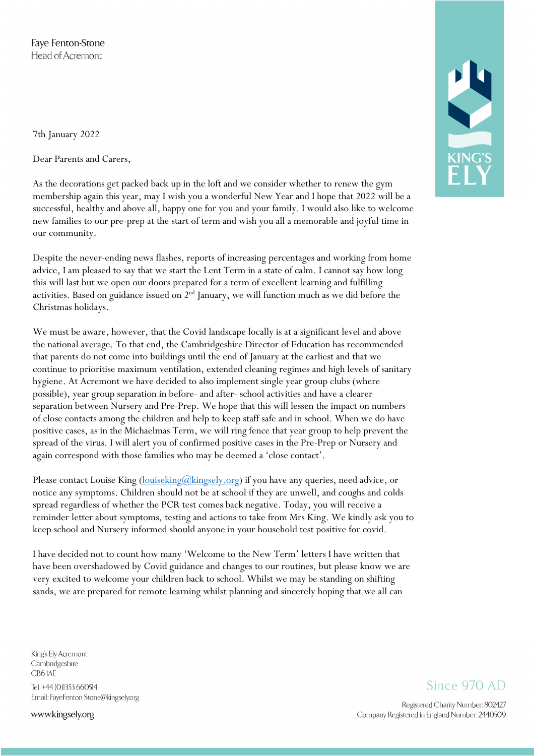Faye Fenton-Stone
Head of Acremont

7th January 2022

Dear Parents and Carers,

As the decorations get packed back up in the loft and we consider whether to renew the gym membership again this year, may I wish you a wonderful New Year and I hope that 2022 will be a successful, healthy and above all, happy one for you and your family. I would also like to welcome new families to our pre-prep at the start of term and wish you all a memorable and joyful time in our community.

Despite the never-ending news flashes, reports of increasing percentages and working from home advice, I am pleased to say that we start the Lent Term in a state of calm. I cannot say how long this will last but we open our doors prepared for a term of excellent learning and fulfilling activities. Based on guidance issued on 2nd January, we will function much as we did before the Christmas holidays.

We must be aware, however, that the Covid landscape locally is at a significant level and above the national average. To that end, the Cambridgeshire Director of Education has recommended that parents do not come into buildings until the end of January at the earliest and that we continue to prioritise maximum ventilation, extended cleaning regimes and high levels of sanitary hygiene. At Acremont we have decided to also implement single year group clubs (where possible), year group separation in before- and after- school activities and have a clearer separation between Nursery and Pre-Prep. We hope that this will lessen the impact on numbers of close contacts among the children and help to keep staff safe and in school. When we do have positive cases, as in the Michaelmas Term, we will ring fence that year group to help prevent the spread of the virus. I will alert you of confirmed positive cases in the Pre-Prep or Nursery and again correspond with those families who may be deemed a 'close contact'.

Please contact Louise King (louiseking@kingsely.org) if you have any queries, need advice, or notice any symptoms. Children should not be at school if they are unwell, and coughs and colds spread regardless of whether the PCR test comes back negative. Today, you will receive a reminder letter about symptoms, testing and actions to take from Mrs King. We kindly ask you to keep school and Nursery informed should anyone in your household test positive for covid.

I have decided not to count how many 'Welcome to the New Term' letters I have written that have been overshadowed by Covid guidance and changes to our routines, but please know we are very excited to welcome your children back to school. Whilst we may be standing on shifting sands, we are prepared for remote learning whilst planning and sincerely hoping that we all can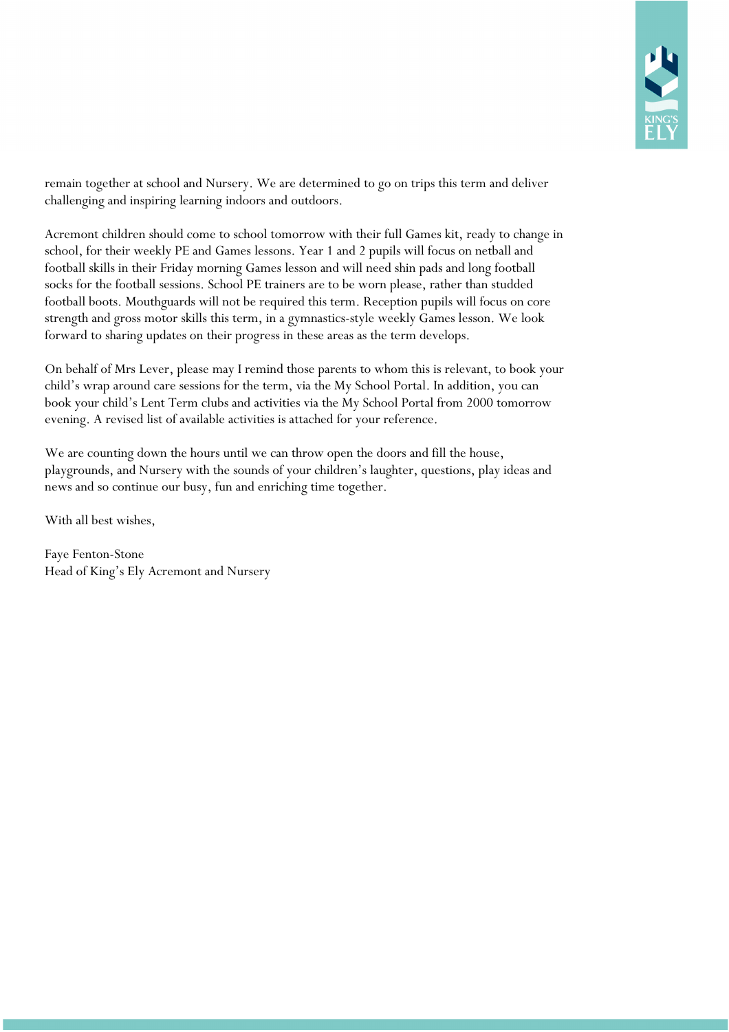remain together at school and Nursery. We are determined to go on trips this term and deliver challenging and inspiring learning indoors and outdoors.

Acremont children should come to school tomorrow with their full Games kit, ready to change in school, for their weekly PE and Games lessons. Year 1 and 2 pupils will focus on netball and football skills in their Friday morning Games lesson and will need shin pads and long football socks for the football sessions. School PE trainers are to be worn please, rather than studded football boots. Mouthguards will not be required this term. Reception pupils will focus on core strength and gross motor skills this term, in a gymnastics-style weekly Games lesson. We look forward to sharing updates on their progress in these areas as the term develops.

On behalf of Mrs Lever, please may I remind those parents to whom this is relevant, to book your child's wrap around care sessions for the term, via the My School Portal. In addition, you can book your child's Lent Term clubs and activities via the My School Portal from 2000 tomorrow evening. A revised list of available activities is attached for your reference.

We are counting down the hours until we can throw open the doors and fill the house, playgrounds, and Nursery with the sounds of your children's laughter, questions, play ideas and news and so continue our busy, fun and enriching time together.

With all best wishes,

Faye Fenton-Stone
Head of King's Ely Acremont and Nursery